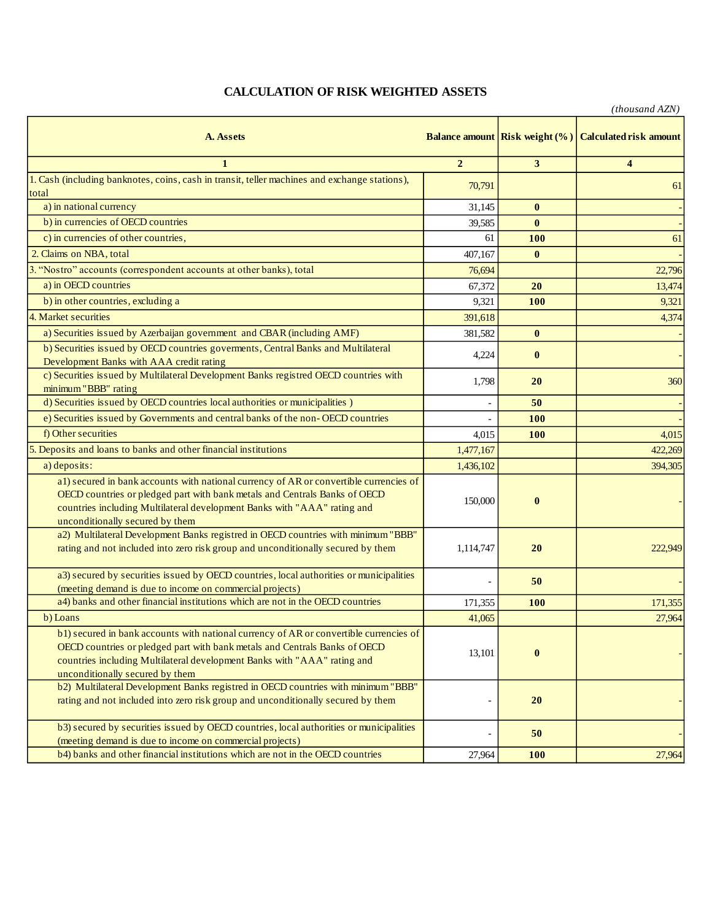# CALCULATION OF RISK WEIGHTED ASSETS

*(thousand AZN)*

| A. Assets | Balance amount | Risk weight (%) | Calculated risk amount |
|---|---|---|---|
| 1 | 2 | 3 | 4 |
| 1. Cash (including banknotes, coins, cash in transit, teller machines and exchange stations), total | 70,791 | | 61 |
| a) in national currency | 31,145 | **0** | - |
| b) in currencies of OECD countries | 39,585 | **0** | - |
| c) in currencies of other countries, | 61 | **100** | 61 |
| 2. Claims on NBA, total | 407,167 | **0** | - |
| 3. "Nostro" accounts (correspondent accounts at other banks), total | 76,694 | | 22,796 |
| a) in OECD countries | 67,372 | **20** | 13,474 |
| b) in other countries, excluding a | 9,321 | **100** | 9,321 |
| 4. Market securities | 391,618 | | 4,374 |
| a) Securities issued by Azerbaijan government and CBAR (including AMF) | 381,582 | **0** | - |
| b) Securities issued by OECD countries goverments, Central Banks and Multilateral Development Banks with AAA credit rating | 4,224 | **0** | - |
| c) Securities issued by Multilateral Development Banks registred OECD countries with minimum "BBB" rating | 1,798 | **20** | 360 |
| d) Securities issued by OECD countries local authorities or municipalities ) | - | **50** | - |
| e) Securities issued by Governments and central banks of the non- OECD countries | - | **100** | - |
| f) Other securities | 4,015 | **100** | 4,015 |
| 5. Deposits and loans to banks and other financial institutions | 1,477,167 | | 422,269 |
| a) deposits: | 1,436,102 | | 394,305 |
| a1) secured in bank accounts with national currency of AR or convertible currencies of OECD countries or pledged part with bank metals and Centrals Banks of OECD countries including Multilateral development Banks with "AAA" rating and unconditionally secured by them | 150,000 | **0** | - |
| a2) Multilateral Development Banks registred in OECD countries with minimum "BBB" rating and not included into zero risk group and unconditionally secured by them | 1,114,747 | **20** | 222,949 |
| a3) secured by securities issued by OECD countries, local authorities or municipalities (meeting demand is due to income on commercial projects) | - | **50** | - |
| a4) banks and other financial institutions which are not in the OECD countries | 171,355 | **100** | 171,355 |
| b) Loans | 41,065 | | 27,964 |
| b1) secured in bank accounts with national currency of AR or convertible currencies of OECD countries or pledged part with bank metals and Centrals Banks of OECD countries including Multilateral development Banks with "AAA" rating and unconditionally secured by them | 13,101 | **0** | - |
| b2) Multilateral Development Banks registred in OECD countries with minimum "BBB" rating and not included into zero risk group and unconditionally secured by them | - | **20** | - |
| b3) secured by securities issued by OECD countries, local authorities or municipalities (meeting demand is due to income on commercial projects) | - | **50** | - |
| b4) banks and other financial institutions which are not in the OECD countries | 27,964 | **100** | 27,964 |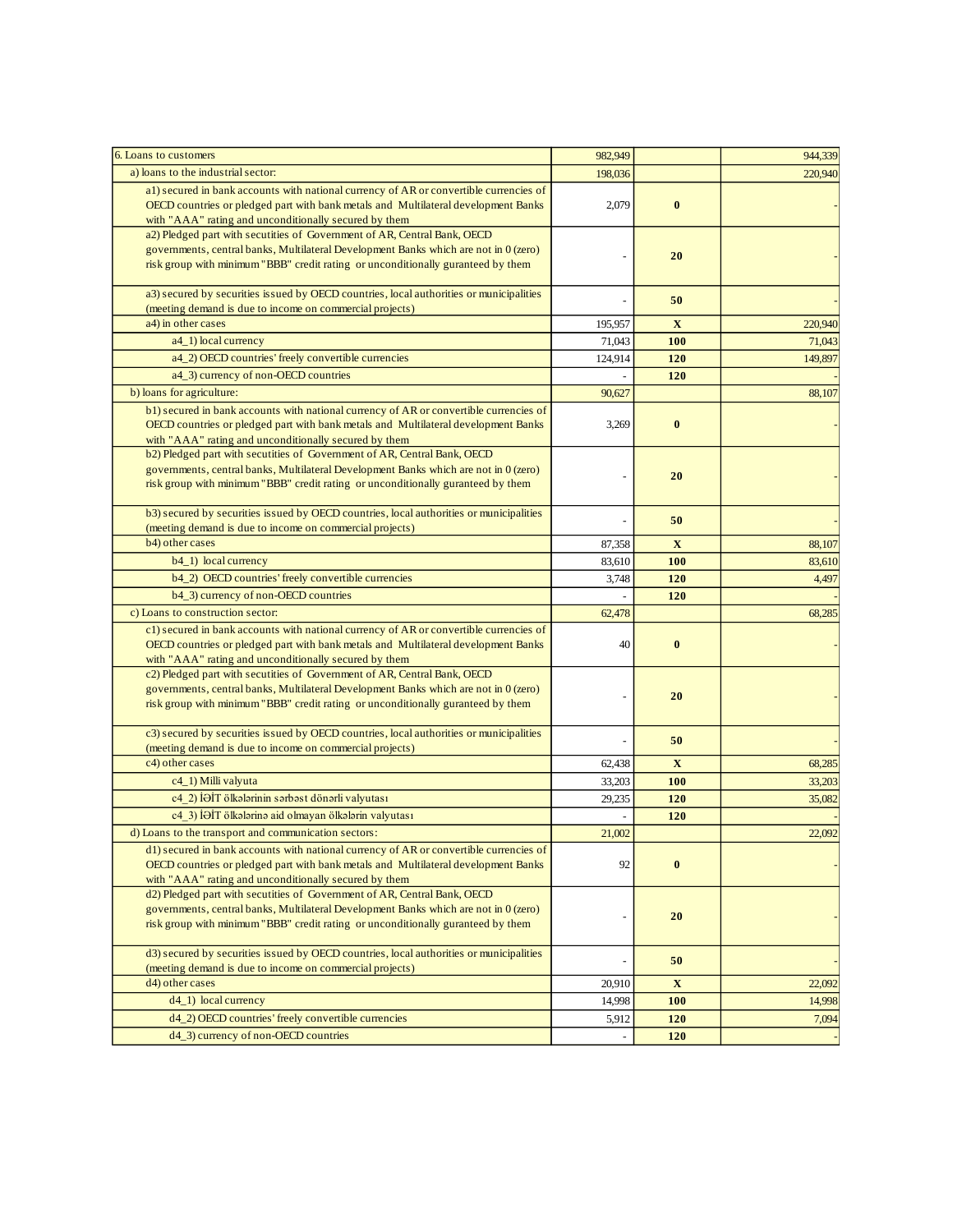| 6. Loans to customers | 982,949 | | 944,339 |
|---|---|---|---|
| a) loans to the industrial sector: | 198,036 | | 220,940 |
| a1) secured in bank accounts with national currency of AR or convertible currencies of OECD countries or pledged part with bank metals and Multilateral development Banks with "AAA" rating and unconditionally secured by them | 2,079 | **0** | - |
| a2) Pledged part with secutities of Government of AR, Central Bank, OECD governments, central banks, Multilateral Development Banks which are not in 0 (zero) risk group with minimum "BBB" credit rating or unconditionally guranteed by them | - | **20** | - |
| a3) secured by securities issued by OECD countries, local authorities or municipalities (meeting demand is due to income on commercial projects) | - | **50** | - |
| a4) in other cases | 195,957 | **X** | 220,940 |
| a4_1) local currency | 71,043 | **100** | 71,043 |
| a4_2) OECD countries' freely convertible currencies | 124,914 | **120** | 149,897 |
| a4_3) currency of non-OECD countries | - | **120** | - |
| b) loans for agriculture: | 90,627 | | 88,107 |
| b1) secured in bank accounts with national currency of AR or convertible currencies of OECD countries or pledged part with bank metals and Multilateral development Banks with "AAA" rating and unconditionally secured by them | 3,269 | **0** | - |
| b2) Pledged part with secutities of Government of AR, Central Bank, OECD governments, central banks, Multilateral Development Banks which are not in 0 (zero) risk group with minimum "BBB" credit rating or unconditionally guranteed by them | - | **20** | - |
| b3) secured by securities issued by OECD countries, local authorities or municipalities (meeting demand is due to income on commercial projects) | - | **50** | - |
| b4) other cases | 87,358 | **X** | 88,107 |
| b4_1) local currency | 83,610 | **100** | 83,610 |
| b4_2) OECD countries' freely convertible currencies | 3,748 | **120** | 4,497 |
| b4_3) currency of non-OECD countries | - | **120** | - |
| c) Loans to construction sector: | 62,478 | | 68,285 |
| c1) secured in bank accounts with national currency of AR or convertible currencies of OECD countries or pledged part with bank metals and Multilateral development Banks with "AAA" rating and unconditionally secured by them | 40 | **0** | - |
| c2) Pledged part with secutities of Government of AR, Central Bank, OECD governments, central banks, Multilateral Development Banks which are not in 0 (zero) risk group with minimum "BBB" credit rating or unconditionally guranteed by them | - | **20** | - |
| c3) secured by securities issued by OECD countries, local authorities or municipalities (meeting demand is due to income on commercial projects) | - | **50** | - |
| c4) other cases | 62,438 | **X** | 68,285 |
| c4_1) Milli valyuta | 33,203 | **100** | 33,203 |
| c4_2) İƏİT ölkələrinin sərbəst dönərli valyutası | 29,235 | **120** | 35,082 |
| c4_3) İƏİT ölkələrinə aid olmayan ölkələrin valyutası | - | **120** | - |
| d) Loans to the transport and communication sectors: | 21,002 | | 22,092 |
| d1) secured in bank accounts with national currency of AR or convertible currencies of OECD countries or pledged part with bank metals and Multilateral development Banks with "AAA" rating and unconditionally secured by them | 92 | **0** | - |
| d2) Pledged part with secutities of Government of AR, Central Bank, OECD governments, central banks, Multilateral Development Banks which are not in 0 (zero) risk group with minimum "BBB" credit rating or unconditionally guranteed by them | - | **20** | - |
| d3) secured by securities issued by OECD countries, local authorities or municipalities (meeting demand is due to income on commercial projects) | - | **50** | - |
| d4) other cases | 20,910 | **X** | 22,092 |
| d4_1) local currency | 14,998 | **100** | 14,998 |
| d4_2) OECD countries' freely convertible currencies | 5,912 | **120** | 7,094 |
| d4_3) currency of non-OECD countries | - | **120** | - |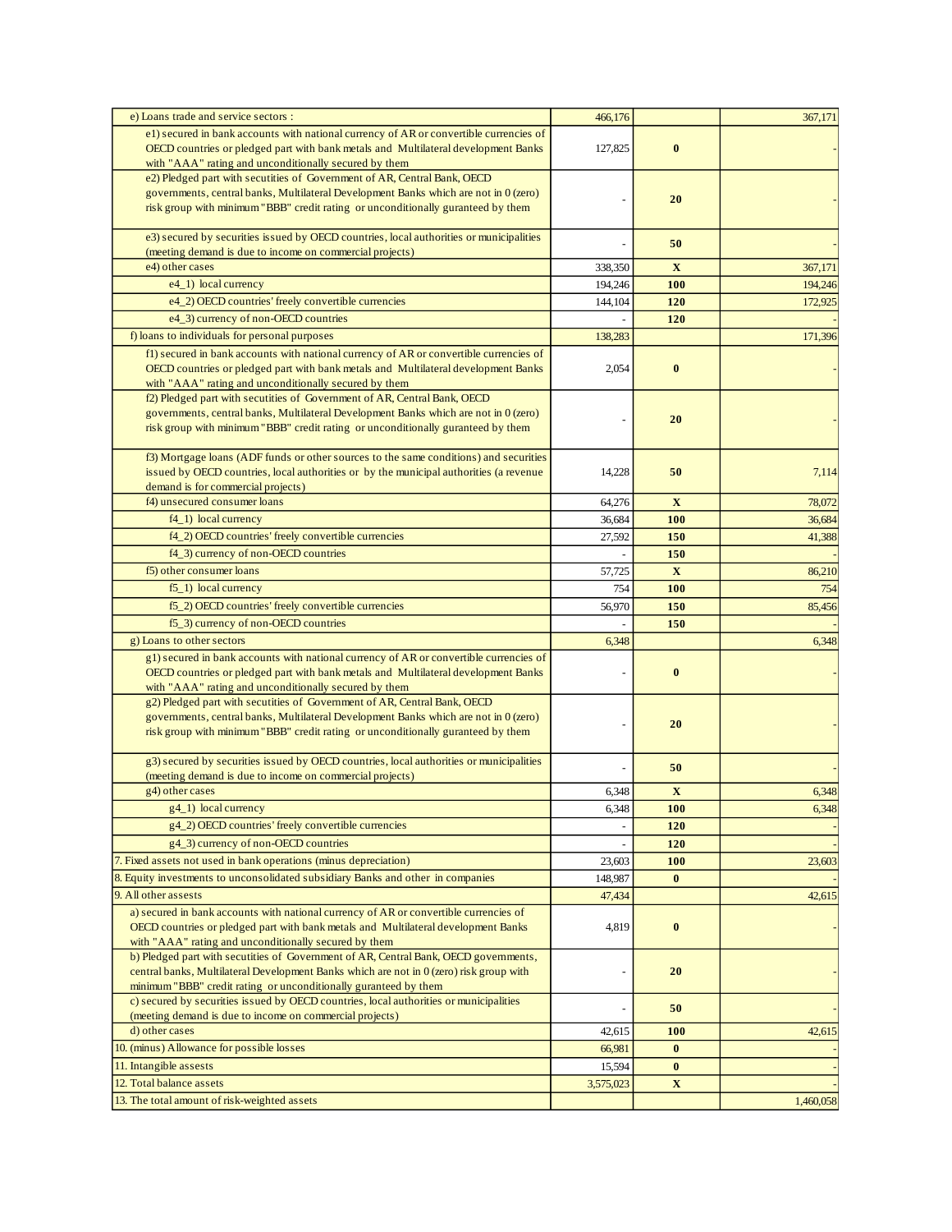| | | | |
|---|---|---|---|
| e) Loans trade and service sectors : | 466,176 | | 367,171 |
| e1) secured in bank accounts with national currency of AR or convertible currencies of OECD countries or pledged part with bank metals and Multilateral development Banks with "AAA" rating and unconditionally secured by them | 127,825 | **0** | - |
| e2) Pledged part with secutities of Government of AR, Central Bank, OECD governments, central banks, Multilateral Development Banks which are not in 0 (zero) risk group with minimum "BBB" credit rating or unconditionally guranteed by them | - | **20** | - |
| e3) secured by securities issued by OECD countries, local authorities or municipalities (meeting demand is due to income on commercial projects) | - | **50** | - |
| e4) other cases | 338,350 | **X** | 367,171 |
| e4_1) local currency | 194,246 | **100** | 194,246 |
| e4_2) OECD countries' freely convertible currencies | 144,104 | **120** | 172,925 |
| e4_3) currency of non-OECD countries | - | **120** | - |
| f) loans to individuals for personal purposes | 138,283 | | 171,396 |
| f1) secured in bank accounts with national currency of AR or convertible currencies of OECD countries or pledged part with bank metals and Multilateral development Banks with "AAA" rating and unconditionally secured by them | 2,054 | **0** | - |
| f2) Pledged part with secutities of Government of AR, Central Bank, OECD governments, central banks, Multilateral Development Banks which are not in 0 (zero) risk group with minimum "BBB" credit rating or unconditionally guranteed by them | - | **20** | - |
| f3) Mortgage loans (ADF funds or other sources to the same conditions) and securities issued by OECD countries, local authorities or by the municipal authorities (a revenue demand is for commercial projects) | 14,228 | **50** | 7,114 |
| f4) unsecured consumer loans | 64,276 | **X** | 78,072 |
| f4_1) local currency | 36,684 | **100** | 36,684 |
| f4_2) OECD countries' freely convertible currencies | 27,592 | **150** | 41,388 |
| f4_3) currency of non-OECD countries | - | **150** | - |
| f5) other consumer loans | 57,725 | **X** | 86,210 |
| f5_1) local currency | 754 | **100** | 754 |
| f5_2) OECD countries' freely convertible currencies | 56,970 | **150** | 85,456 |
| f5_3) currency of non-OECD countries | - | **150** | - |
| g) Loans to other sectors | 6,348 | | 6,348 |
| g1) secured in bank accounts with national currency of AR or convertible currencies of OECD countries or pledged part with bank metals and Multilateral development Banks with "AAA" rating and unconditionally secured by them | - | **0** | - |
| g2) Pledged part with secutities of Government of AR, Central Bank, OECD governments, central banks, Multilateral Development Banks which are not in 0 (zero) risk group with minimum "BBB" credit rating or unconditionally guranteed by them | - | **20** | - |
| g3) secured by securities issued by OECD countries, local authorities or municipalities (meeting demand is due to income on commercial projects) | - | **50** | - |
| g4) other cases | 6,348 | **X** | 6,348 |
| g4_1) local currency | 6,348 | **100** | 6,348 |
| g4_2) OECD countries' freely convertible currencies | - | **120** | - |
| g4_3) currency of non-OECD countries | - | **120** | - |
| 7. Fixed assets not used in bank operations (minus depreciation) | 23,603 | **100** | 23,603 |
| 8. Equity investments to unconsolidated subsidiary Banks and other in companies | 148,987 | **0** | - |
| 9. All other assests | 47,434 | | 42,615 |
| a) secured in bank accounts with national currency of AR or convertible currencies of OECD countries or pledged part with bank metals and Multilateral development Banks with "AAA" rating and unconditionally secured by them | 4,819 | **0** | - |
| b) Pledged part with secutities of Government of AR, Central Bank, OECD governments, central banks, Multilateral Development Banks which are not in 0 (zero) risk group with minimum "BBB" credit rating or unconditionally guranteed by them | - | **20** | - |
| c) secured by securities issued by OECD countries, local authorities or municipalities (meeting demand is due to income on commercial projects) | - | **50** | - |
| d) other cases | 42,615 | **100** | 42,615 |
| 10. (minus) Allowance for possible losses | 66,981 | **0** | - |
| 11. Intangible assessts | 15,594 | **0** | - |
| 12. Total balance assets | 3,575,023 | **X** | - |
| 13. The total amount of risk-weighted assets | | | 1,460,058 |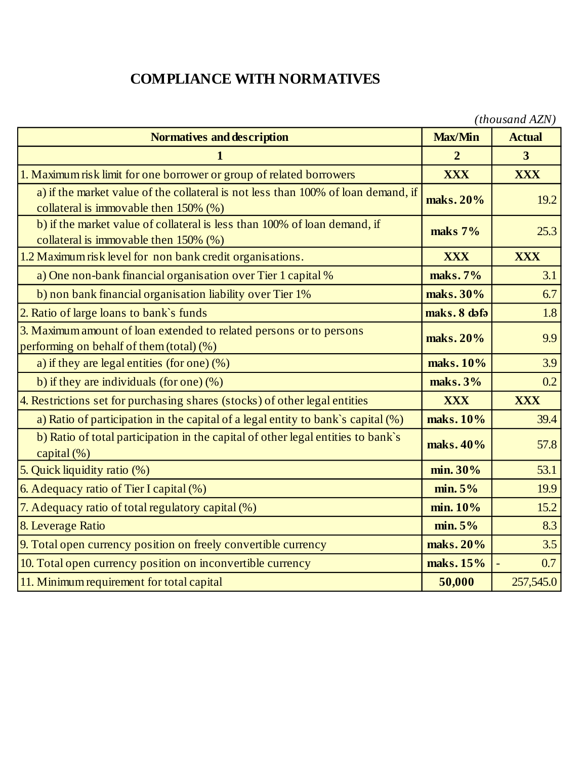# COMPLIANCE WITH NORMATIVES

*(thousand AZN)*

| Normatives and description | Max/Min | Actual |
| --- | --- | --- |
| 1 | 2 | 3 |
| 1. Maximum risk limit for one borrower or group of related borrowers | XXX | XXX |
| a) if the market value of the collateral is not less than 100% of loan demand, if collateral is immovable then 150% (%) | maks. 20% | 19.2 |
| b) if the market value of collateral is less than 100% of loan demand, if collateral is immovable then 150% (%) | maks 7% | 25.3 |
| 1.2 Maximum risk level for non bank credit organisations. | XXX | XXX |
| a) One non-bank financial organisation over Tier 1 capital % | maks. 7% | 3.1 |
| b) non bank financial organisation liability over Tier 1% | maks. 30% | 6.7 |
| 2. Ratio of large loans to bank`s funds | maks. 8 dəfə | 1.8 |
| 3. Maximum amount of loan extended to related persons or to persons performing on behalf of them (total) (%) | maks. 20% | 9.9 |
| a) if they are legal entities (for one) (%) | maks. 10% | 3.9 |
| b) if they are individuals (for one) (%) | maks. 3% | 0.2 |
| 4. Restrictions set for purchasing shares (stocks) of other legal entities | XXX | XXX |
| a) Ratio of participation in the capital of a legal entity to bank`s capital (%) | maks. 10% | 39.4 |
| b) Ratio of total participation in the capital of other legal entities to bank`s capital (%) | maks. 40% | 57.8 |
| 5. Quick liquidity ratio (%) | min. 30% | 53.1 |
| 6. Adequacy ratio of Tier I capital (%) | min. 5% | 19.9 |
| 7. Adequacy ratio of total regulatory capital (%) | min. 10% | 15.2 |
| 8. Leverage Ratio | min. 5% | 8.3 |
| 9. Total open currency position on freely convertible currency | maks. 20% | 3.5 |
| 10. Total open currency position on inconvertible currency | maks. 15% | - 0.7 |
| 11. Minimum requirement for total capital | 50,000 | 257,545.0 |